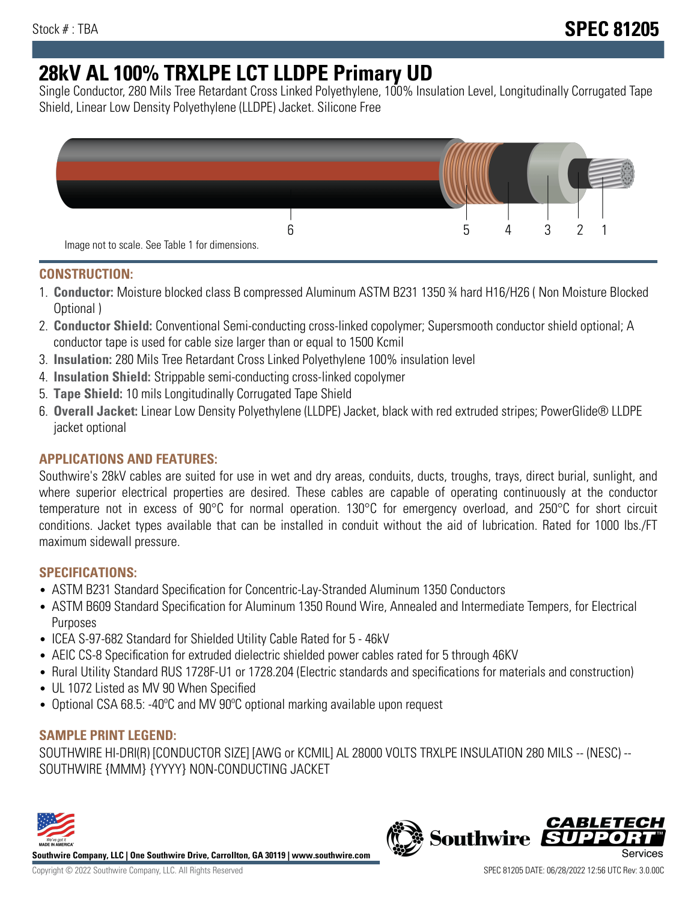Stock # : TBA

# SPEC 81205

# 28kV AL 100% TRXLPE LCT LLDPE Primary UD

Single Conductor, 280 Mils Tree Retardant Cross Linked Polyethylene, 100% Insulation Level, Longitudinally Corrugated Tape Shield, Linear Low Density Polyethylene (LLDPE) Jacket. Silicone Free

Image not to scale. See Table 1 for dimensions.

## CONSTRUCTION:

1. **Conductor:** Moisture blocked class B compressed Aluminum ASTM B231 1350 ¾ hard H16/H26 ( Non Moisture Blocked Optional )
2. **Conductor Shield:** Conventional Semi-conducting cross-linked copolymer; Supersmooth conductor shield optional; A conductor tape is used for cable size larger than or equal to 1500 Kcmil
3. **Insulation:** 280 Mils Tree Retardant Cross Linked Polyethylene 100% insulation level
4. **Insulation Shield:** Strippable semi-conducting cross-linked copolymer
5. **Tape Shield:** 10 mils Longitudinally Corrugated Tape Shield
6. **Overall Jacket:** Linear Low Density Polyethylene (LLDPE) Jacket, black with red extruded stripes; PowerGlide® LLDPE jacket optional

## APPLICATIONS AND FEATURES:

Southwire's 28kV cables are suited for use in wet and dry areas, conduits, ducts, troughs, trays, direct burial, sunlight, and where superior electrical properties are desired. These cables are capable of operating continuously at the conductor temperature not in excess of 90°C for normal operation. 130°C for emergency overload, and 250°C for short circuit conditions. Jacket types available that can be installed in conduit without the aid of lubrication. Rated for 1000 lbs./FT maximum sidewall pressure.

## SPECIFICATIONS:

- ASTM B231 Standard Specification for Concentric-Lay-Stranded Aluminum 1350 Conductors
- ASTM B609 Standard Specification for Aluminum 1350 Round Wire, Annealed and Intermediate Tempers, for Electrical Purposes
- ICEA S-97-682 Standard for Shielded Utility Cable Rated for 5 - 46kV
- AEIC CS-8 Specification for extruded dielectric shielded power cables rated for 5 through 46KV
- Rural Utility Standard RUS 1728F-U1 or 1728.204 (Electric standards and specifications for materials and construction)
- UL 1072 Listed as MV 90 When Specified
- Optional CSA 68.5: -40ºC and MV 90ºC optional marking available upon request

## SAMPLE PRINT LEGEND:

SOUTHWIRE HI-DRI(R) [CONDUCTOR SIZE] [AWG or KCMIL] AL 28000 VOLTS TRXLPE INSULATION 280 MILS -- (NESC) -- SOUTHWIRE {MMM} {YYYY} NON-CONDUCTING JACKET

**Southwire Company, LLC | One Southwire Drive, Carrollton, GA 30119 | www.southwire.com**

Copyright © 2022 Southwire Company, LLC. All Rights Reserved

SPEC 81205 DATE: 06/28/2022 12:56 UTC Rev: 3.0.00C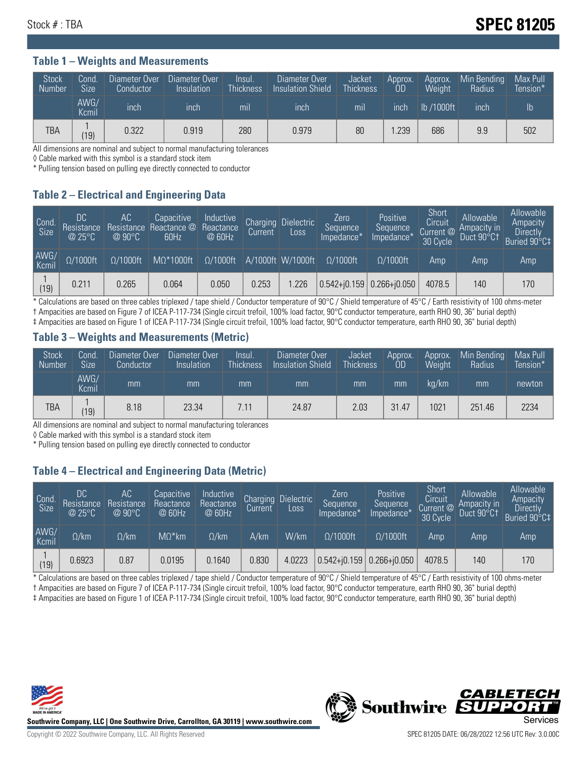Stock # : TBA

# SPEC 81205

## Table 1 – Weights and Measurements

| Stock Number | Cond. Size | Diameter Over Conductor | Diameter Over Insulation | Insul. Thickness | Diameter Over Insulation Shield | Jacket Thickness | Approx. OD | Approx. Weight | Min Bending Radius | Max Pull Tension* |
|---|---|---|---|---|---|---|---|---|---|---|
| | AWG/ Kcmil | inch | inch | mil | inch | mil | inch | lb /1000ft | inch | lb |
| TBA | 1 (19) | 0.322 | 0.919 | 280 | 0.979 | 80 | 1.239 | 686 | 9.9 | 502 |

All dimensions are nominal and subject to normal manufacturing tolerances
◊ Cable marked with this symbol is a standard stock item
* Pulling tension based on pulling eye directly connected to conductor

## Table 2 – Electrical and Engineering Data

| Cond. Size | DC Resistance @ 25°C | AC Resistance @ 90°C | Capacitive Reactance @ 60Hz | Inductive Reactance @ 60Hz | Charging Current | Dielectric Loss | Zero Sequence Impedance* | Positive Sequence Impedance* | Short Circuit Current @ 30 Cycle | Allowable Ampacity in Duct 90°C† | Allowable Ampacity Directly Buried 90°C‡ |
|---|---|---|---|---|---|---|---|---|---|---|---|
| AWG/ Kcmil | Ω/1000ft | Ω/1000ft | MΩ*1000ft | Ω/1000ft | A/1000ft | W/1000ft | Ω/1000ft | Ω/1000ft | Amp | Amp | Amp |
| 1 (19) | 0.211 | 0.265 | 0.064 | 0.050 | 0.253 | 1.226 | 0.542+j0.159 | 0.266+j0.050 | 4078.5 | 140 | 170 |

* Calculations are based on three cables triplexed / tape shield / Conductor temperature of 90°C / Shield temperature of 45°C / Earth resistivity of 100 ohms-meter
† Ampacities are based on Figure 7 of ICEA P-117-734 (Single circuit trefoil, 100% load factor, 90°C conductor temperature, earth RHO 90, 36" burial depth)
‡ Ampacities are based on Figure 1 of ICEA P-117-734 (Single circuit trefoil, 100% load factor, 90°C conductor temperature, earth RHO 90, 36" burial depth)

## Table 3 – Weights and Measurements (Metric)

| Stock Number | Cond. Size | Diameter Over Conductor | Diameter Over Insulation | Insul. Thickness | Diameter Over Insulation Shield | Jacket Thickness | Approx. OD | Approx. Weight | Min Bending Radius | Max Pull Tension* |
|---|---|---|---|---|---|---|---|---|---|---|
| | AWG/ Kcmil | mm | mm | mm | mm | mm | mm | kg/km | mm | newton |
| TBA | 1 (19) | 8.18 | 23.34 | 7.11 | 24.87 | 2.03 | 31.47 | 1021 | 251.46 | 2234 |

All dimensions are nominal and subject to normal manufacturing tolerances
◊ Cable marked with this symbol is a standard stock item
* Pulling tension based on pulling eye directly connected to conductor

## Table 4 – Electrical and Engineering Data (Metric)

| Cond. Size | DC Resistance @ 25°C | AC Resistance @ 90°C | Capacitive Reactance @ 60Hz | Inductive Reactance @ 60Hz | Charging Current | Dielectric Loss | Zero Sequence Impedance* | Positive Sequence Impedance* | Short Circuit Current @ 30 Cycle | Allowable Ampacity in Duct 90°C† | Allowable Ampacity Directly Buried 90°C‡ |
|---|---|---|---|---|---|---|---|---|---|---|---|
| AWG/ Kcmil | Ω/km | Ω/km | MΩ*km | Ω/km | A/km | W/km | Ω/1000ft | Ω/1000ft | Amp | Amp | Amp |
| 1 (19) | 0.6923 | 0.87 | 0.0195 | 0.1640 | 0.830 | 4.0223 | 0.542+j0.159 | 0.266+j0.050 | 4078.5 | 140 | 170 |

* Calculations are based on three cables triplexed / tape shield / Conductor temperature of 90°C / Shield temperature of 45°C / Earth resistivity of 100 ohms-meter
† Ampacities are based on Figure 7 of ICEA P-117-734 (Single circuit trefoil, 100% load factor, 90°C conductor temperature, earth RHO 90, 36" burial depth)
‡ Ampacities are based on Figure 1 of ICEA P-117-734 (Single circuit trefoil, 100% load factor, 90°C conductor temperature, earth RHO 90, 36" burial depth)

**Southwire Company, LLC | One Southwire Drive, Carrollton, GA 30119 | www.southwire.com**

Copyright © 2022 Southwire Company, LLC. All Rights Reserved

SPEC 81205 DATE: 06/28/2022 12:56 UTC Rev: 3.0.00C